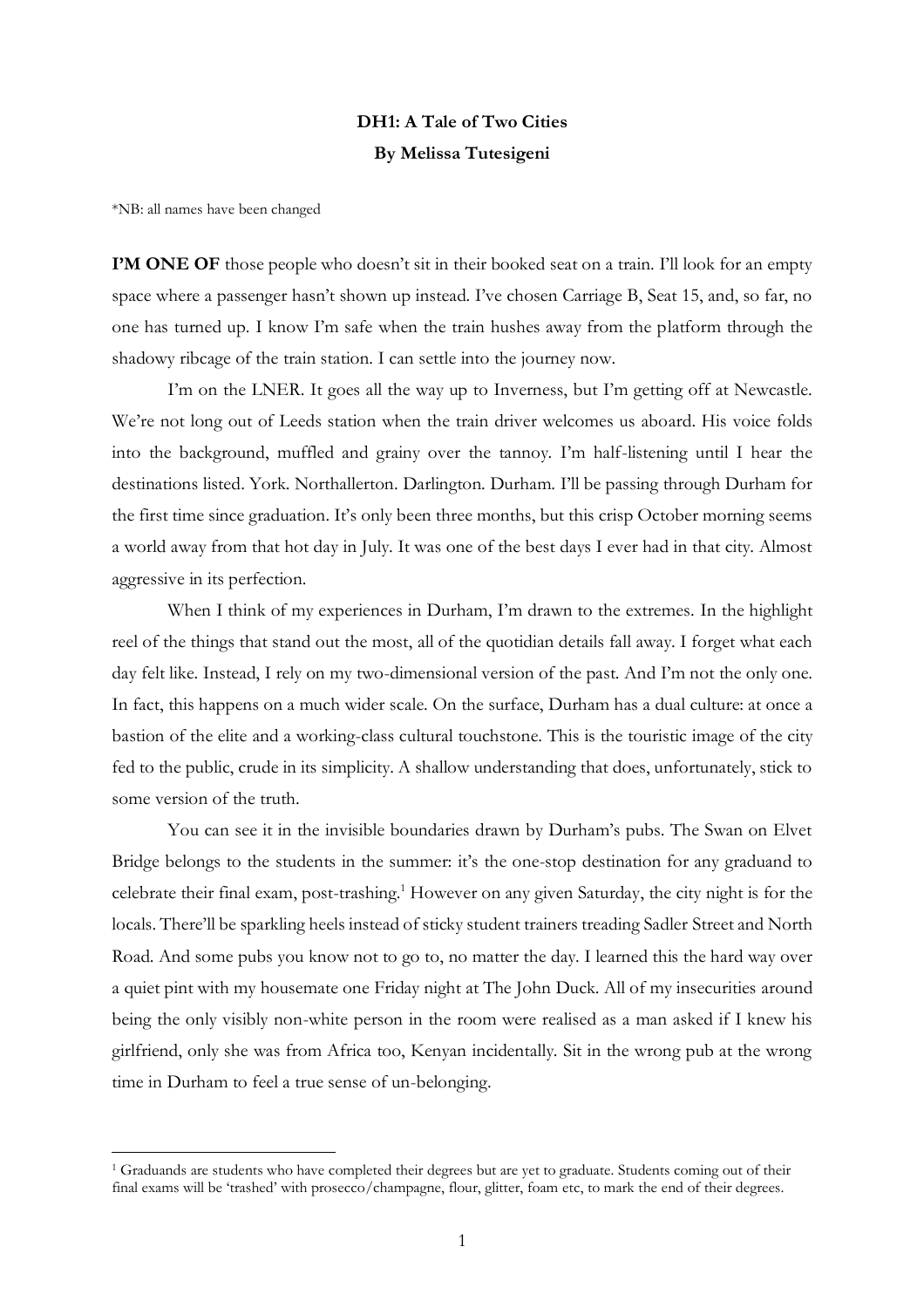# DH1: A Tale of Two Cities

**By Melissa Tutesigeni**

*NB: all names have been changed

**I'M ONE OF** those people who doesn't sit in their booked seat on a train. I'll look for an empty space where a passenger hasn't shown up instead. I've chosen Carriage B, Seat 15, and, so far, no one has turned up. I know I'm safe when the train hushes away from the platform through the shadowy ribcage of the train station. I can settle into the journey now.

I'm on the LNER. It goes all the way up to Inverness, but I'm getting off at Newcastle. We're not long out of Leeds station when the train driver welcomes us aboard. His voice folds into the background, muffled and grainy over the tannoy. I'm half-listening until I hear the destinations listed. York. Northallerton. Darlington. Durham. I'll be passing through Durham for the first time since graduation. It's only been three months, but this crisp October morning seems a world away from that hot day in July. It was one of the best days I ever had in that city. Almost aggressive in its perfection.

When I think of my experiences in Durham, I'm drawn to the extremes. In the highlight reel of the things that stand out the most, all of the quotidian details fall away. I forget what each day felt like. Instead, I rely on my two-dimensional version of the past. And I'm not the only one. In fact, this happens on a much wider scale. On the surface, Durham has a dual culture: at once a bastion of the elite and a working-class cultural touchstone. This is the touristic image of the city fed to the public, crude in its simplicity. A shallow understanding that does, unfortunately, stick to some version of the truth.

You can see it in the invisible boundaries drawn by Durham's pubs. The Swan on Elvet Bridge belongs to the students in the summer: it's the one-stop destination for any graduand to celebrate their final exam, post-trashing.[1] However on any given Saturday, the city night is for the locals. There'll be sparkling heels instead of sticky student trainers treading Sadler Street and North Road. And some pubs you know not to go to, no matter the day. I learned this the hard way over a quiet pint with my housemate one Friday night at The John Duck. All of my insecurities around being the only visibly non-white person in the room were realised as a man asked if I knew his girlfriend, only she was from Africa too, Kenyan incidentally. Sit in the wrong pub at the wrong time in Durham to feel a true sense of un-belonging.

---

[1] Graduands are students who have completed their degrees but are yet to graduate. Students coming out of their final exams will be 'trashed' with prosecco/champagne, flour, glitter, foam etc, to mark the end of their degrees.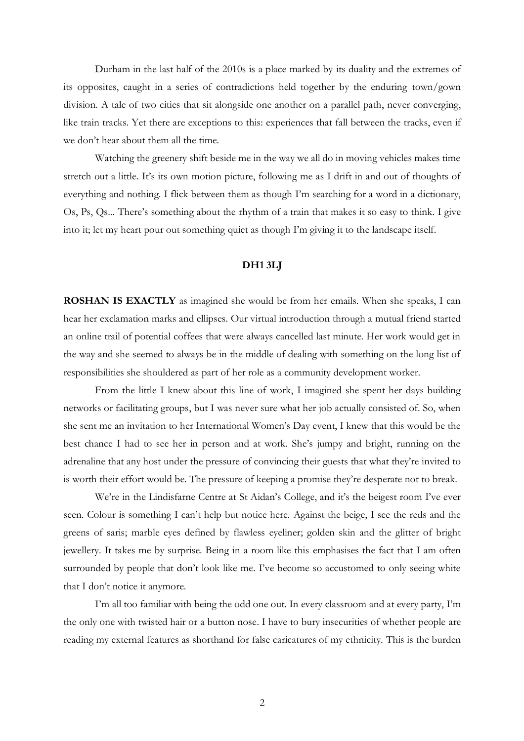Durham in the last half of the 2010s is a place marked by its duality and the extremes of its opposites, caught in a series of contradictions held together by the enduring town/gown division. A tale of two cities that sit alongside one another on a parallel path, never converging, like train tracks. Yet there are exceptions to this: experiences that fall between the tracks, even if we don't hear about them all the time.

Watching the greenery shift beside me in the way we all do in moving vehicles makes time stretch out a little. It's its own motion picture, following me as I drift in and out of thoughts of everything and nothing. I flick between them as though I'm searching for a word in a dictionary, Os, Ps, Qs... There's something about the rhythm of a train that makes it so easy to think. I give into it; let my heart pour out something quiet as though I'm giving it to the landscape itself.

## DH1 3LJ

**ROSHAN IS EXACTLY** as imagined she would be from her emails. When she speaks, I can hear her exclamation marks and ellipses. Our virtual introduction through a mutual friend started an online trail of potential coffees that were always cancelled last minute. Her work would get in the way and she seemed to always be in the middle of dealing with something on the long list of responsibilities she shouldered as part of her role as a community development worker.

From the little I knew about this line of work, I imagined she spent her days building networks or facilitating groups, but I was never sure what her job actually consisted of. So, when she sent me an invitation to her International Women's Day event, I knew that this would be the best chance I had to see her in person and at work. She's jumpy and bright, running on the adrenaline that any host under the pressure of convincing their guests that what they're invited to is worth their effort would be. The pressure of keeping a promise they're desperate not to break.

We're in the Lindisfarne Centre at St Aidan's College, and it's the beigest room I've ever seen. Colour is something I can't help but notice here. Against the beige, I see the reds and the greens of saris; marble eyes defined by flawless eyeliner; golden skin and the glitter of bright jewellery. It takes me by surprise. Being in a room like this emphasises the fact that I am often surrounded by people that don't look like me. I've become so accustomed to only seeing white that I don't notice it anymore.

I'm all too familiar with being the odd one out. In every classroom and at every party, I'm the only one with twisted hair or a button nose. I have to bury insecurities of whether people are reading my external features as shorthand for false caricatures of my ethnicity. This is the burden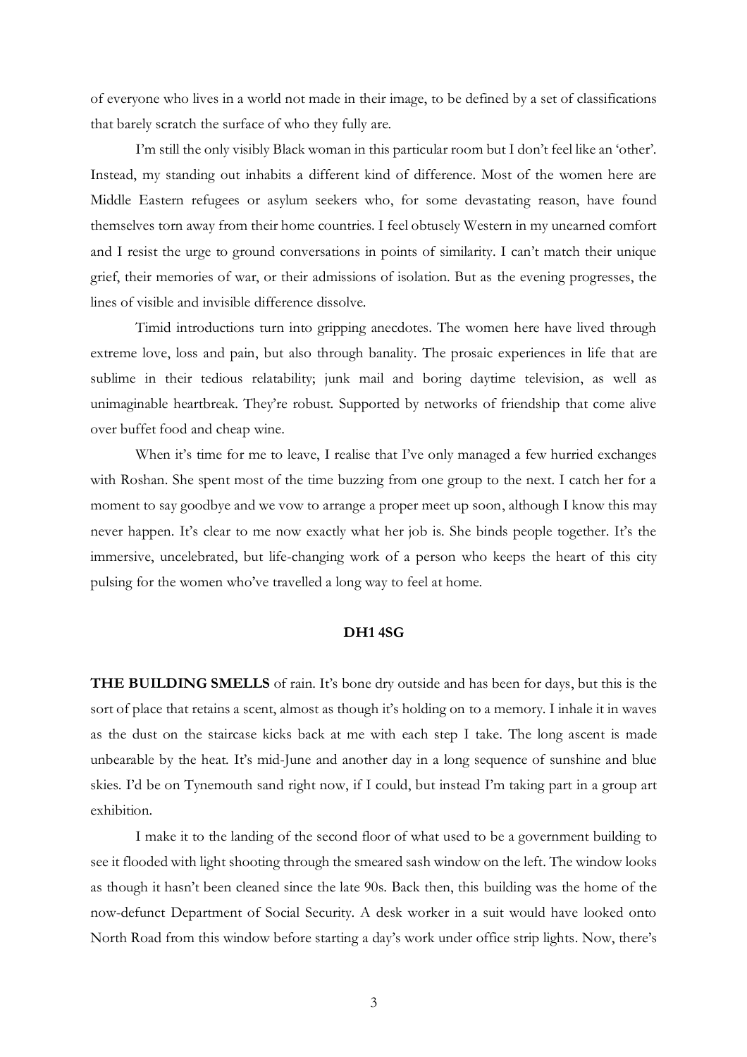of everyone who lives in a world not made in their image, to be defined by a set of classifications that barely scratch the surface of who they fully are.

I'm still the only visibly Black woman in this particular room but I don't feel like an 'other'. Instead, my standing out inhabits a different kind of difference. Most of the women here are Middle Eastern refugees or asylum seekers who, for some devastating reason, have found themselves torn away from their home countries. I feel obtusely Western in my unearned comfort and I resist the urge to ground conversations in points of similarity. I can't match their unique grief, their memories of war, or their admissions of isolation. But as the evening progresses, the lines of visible and invisible difference dissolve.

Timid introductions turn into gripping anecdotes. The women here have lived through extreme love, loss and pain, but also through banality. The prosaic experiences in life that are sublime in their tedious relatability; junk mail and boring daytime television, as well as unimaginable heartbreak. They're robust. Supported by networks of friendship that come alive over buffet food and cheap wine.

When it's time for me to leave, I realise that I've only managed a few hurried exchanges with Roshan. She spent most of the time buzzing from one group to the next. I catch her for a moment to say goodbye and we vow to arrange a proper meet up soon, although I know this may never happen. It's clear to me now exactly what her job is. She binds people together. It's the immersive, uncelebrated, but life-changing work of a person who keeps the heart of this city pulsing for the women who've travelled a long way to feel at home.

## DH1 4SG

**THE BUILDING SMELLS** of rain. It's bone dry outside and has been for days, but this is the sort of place that retains a scent, almost as though it's holding on to a memory. I inhale it in waves as the dust on the staircase kicks back at me with each step I take. The long ascent is made unbearable by the heat. It's mid-June and another day in a long sequence of sunshine and blue skies. I'd be on Tynemouth sand right now, if I could, but instead I'm taking part in a group art exhibition.

I make it to the landing of the second floor of what used to be a government building to see it flooded with light shooting through the smeared sash window on the left. The window looks as though it hasn't been cleaned since the late 90s. Back then, this building was the home of the now-defunct Department of Social Security. A desk worker in a suit would have looked onto North Road from this window before starting a day's work under office strip lights. Now, there's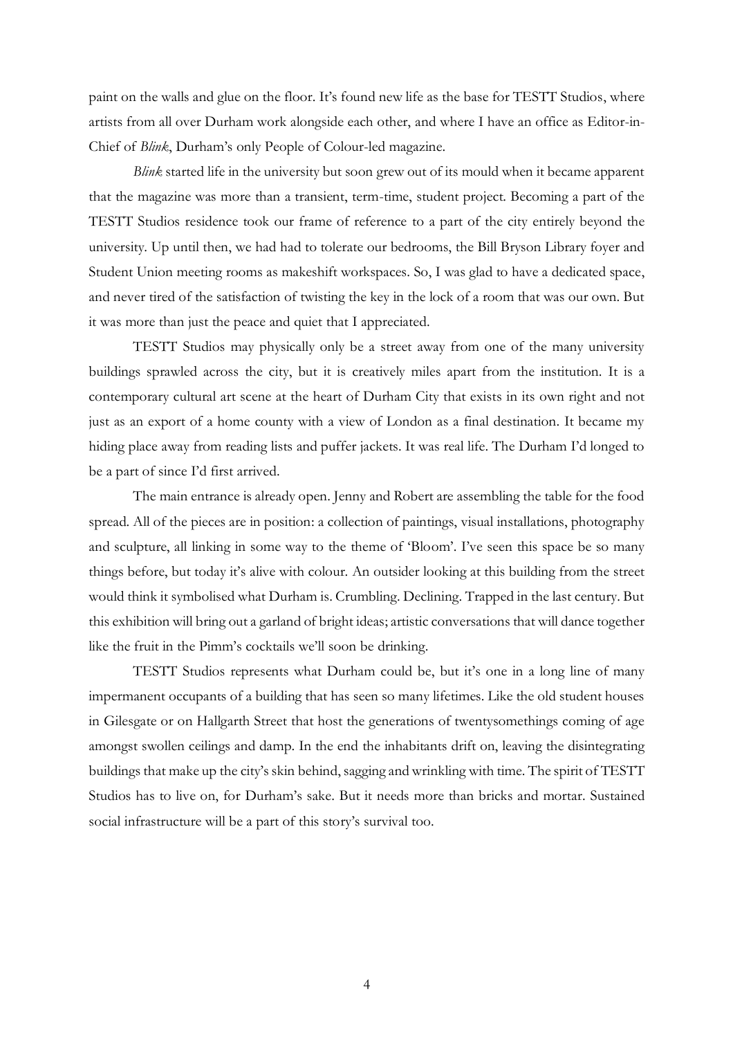paint on the walls and glue on the floor. It's found new life as the base for TESTT Studios, where artists from all over Durham work alongside each other, and where I have an office as Editor-in-Chief of *Blink*, Durham's only People of Colour-led magazine.

*Blink* started life in the university but soon grew out of its mould when it became apparent that the magazine was more than a transient, term-time, student project. Becoming a part of the TESTT Studios residence took our frame of reference to a part of the city entirely beyond the university. Up until then, we had had to tolerate our bedrooms, the Bill Bryson Library foyer and Student Union meeting rooms as makeshift workspaces. So, I was glad to have a dedicated space, and never tired of the satisfaction of twisting the key in the lock of a room that was our own. But it was more than just the peace and quiet that I appreciated.

TESTT Studios may physically only be a street away from one of the many university buildings sprawled across the city, but it is creatively miles apart from the institution. It is a contemporary cultural art scene at the heart of Durham City that exists in its own right and not just as an export of a home county with a view of London as a final destination. It became my hiding place away from reading lists and puffer jackets. It was real life. The Durham I'd longed to be a part of since I'd first arrived.

The main entrance is already open. Jenny and Robert are assembling the table for the food spread. All of the pieces are in position: a collection of paintings, visual installations, photography and sculpture, all linking in some way to the theme of 'Bloom'. I've seen this space be so many things before, but today it's alive with colour. An outsider looking at this building from the street would think it symbolised what Durham is. Crumbling. Declining. Trapped in the last century. But this exhibition will bring out a garland of bright ideas; artistic conversations that will dance together like the fruit in the Pimm's cocktails we'll soon be drinking.

TESTT Studios represents what Durham could be, but it's one in a long line of many impermanent occupants of a building that has seen so many lifetimes. Like the old student houses in Gilesgate or on Hallgarth Street that host the generations of twentysomethings coming of age amongst swollen ceilings and damp. In the end the inhabitants drift on, leaving the disintegrating buildings that make up the city's skin behind, sagging and wrinkling with time. The spirit of TESTT Studios has to live on, for Durham's sake. But it needs more than bricks and mortar. Sustained social infrastructure will be a part of this story's survival too.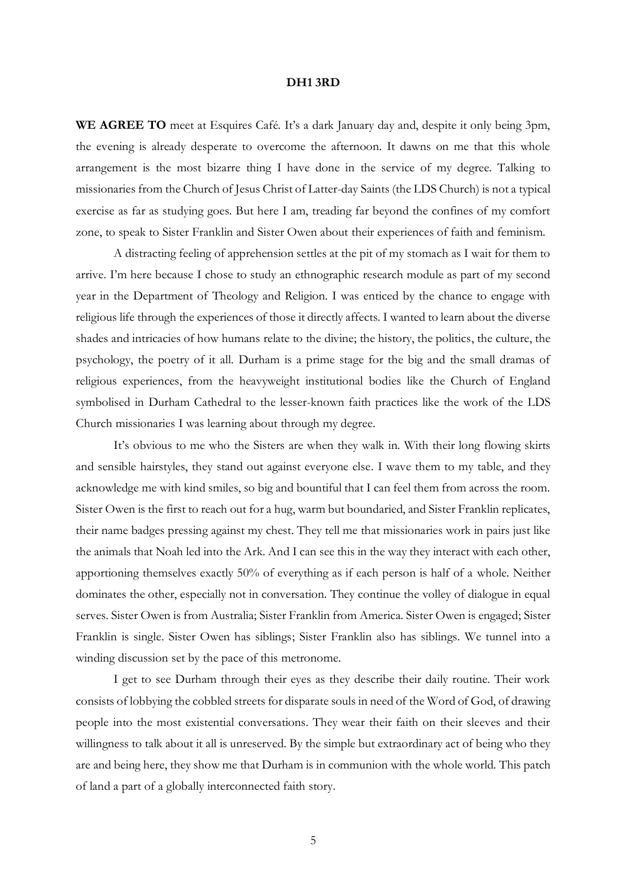**DH1 3RD**

**WE AGREE TO** meet at Esquires Café. It's a dark January day and, despite it only being 3pm, the evening is already desperate to overcome the afternoon. It dawns on me that this whole arrangement is the most bizarre thing I have done in the service of my degree. Talking to missionaries from the Church of Jesus Christ of Latter-day Saints (the LDS Church) is not a typical exercise as far as studying goes. But here I am, treading far beyond the confines of my comfort zone, to speak to Sister Franklin and Sister Owen about their experiences of faith and feminism.

A distracting feeling of apprehension settles at the pit of my stomach as I wait for them to arrive. I'm here because I chose to study an ethnographic research module as part of my second year in the Department of Theology and Religion. I was enticed by the chance to engage with religious life through the experiences of those it directly affects. I wanted to learn about the diverse shades and intricacies of how humans relate to the divine; the history, the politics, the culture, the psychology, the poetry of it all. Durham is a prime stage for the big and the small dramas of religious experiences, from the heavyweight institutional bodies like the Church of England symbolised in Durham Cathedral to the lesser-known faith practices like the work of the LDS Church missionaries I was learning about through my degree.

It's obvious to me who the Sisters are when they walk in. With their long flowing skirts and sensible hairstyles, they stand out against everyone else. I wave them to my table, and they acknowledge me with kind smiles, so big and bountiful that I can feel them from across the room. Sister Owen is the first to reach out for a hug, warm but boundaried, and Sister Franklin replicates, their name badges pressing against my chest. They tell me that missionaries work in pairs just like the animals that Noah led into the Ark. And I can see this in the way they interact with each other, apportioning themselves exactly 50% of everything as if each person is half of a whole. Neither dominates the other, especially not in conversation. They continue the volley of dialogue in equal serves. Sister Owen is from Australia; Sister Franklin from America. Sister Owen is engaged; Sister Franklin is single. Sister Owen has siblings; Sister Franklin also has siblings. We tunnel into a winding discussion set by the pace of this metronome.

I get to see Durham through their eyes as they describe their daily routine. Their work consists of lobbying the cobbled streets for disparate souls in need of the Word of God, of drawing people into the most existential conversations. They wear their faith on their sleeves and their willingness to talk about it all is unreserved. By the simple but extraordinary act of being who they are and being here, they show me that Durham is in communion with the whole world. This patch of land a part of a globally interconnected faith story.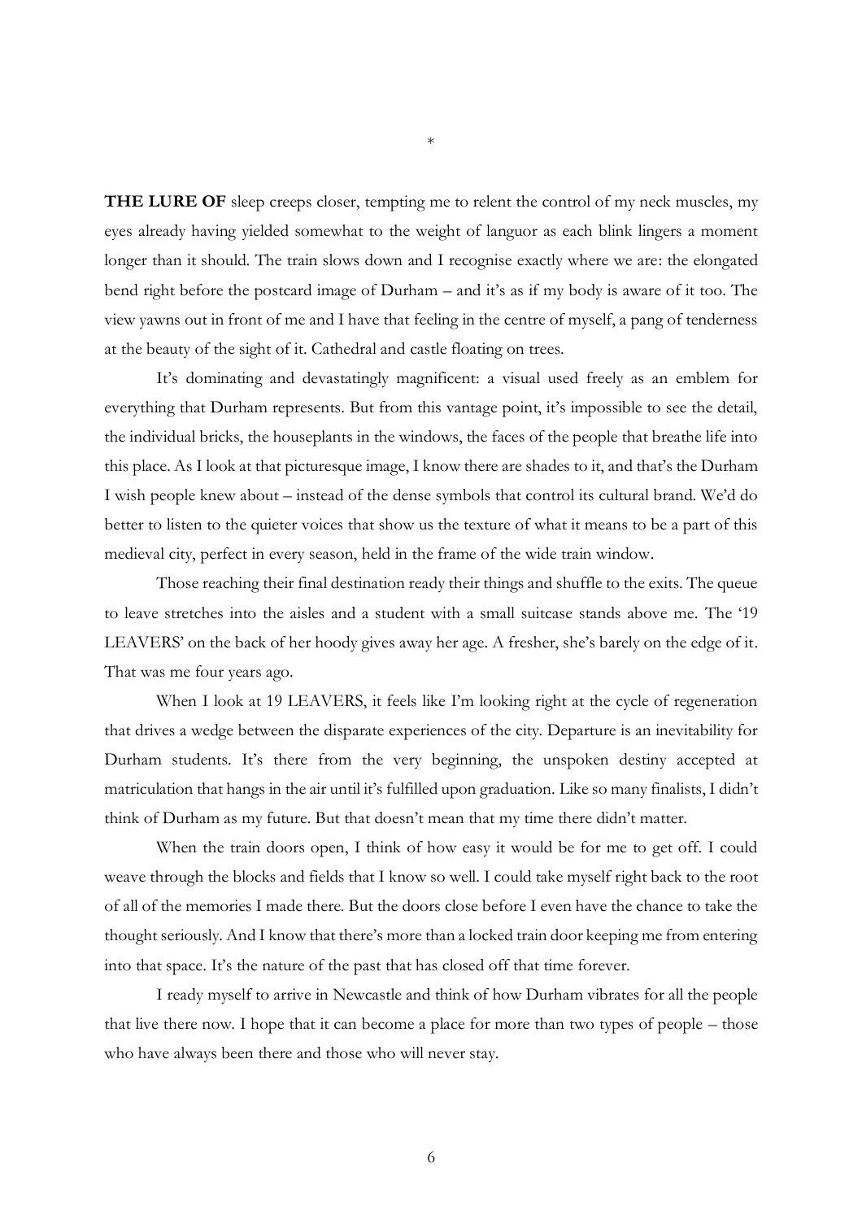*

**THE LURE OF** sleep creeps closer, tempting me to relent the control of my neck muscles, my eyes already having yielded somewhat to the weight of languor as each blink lingers a moment longer than it should. The train slows down and I recognise exactly where we are: the elongated bend right before the postcard image of Durham – and it's as if my body is aware of it too. The view yawns out in front of me and I have that feeling in the centre of myself, a pang of tenderness at the beauty of the sight of it. Cathedral and castle floating on trees.

It's dominating and devastatingly magnificent: a visual used freely as an emblem for everything that Durham represents. But from this vantage point, it's impossible to see the detail, the individual bricks, the houseplants in the windows, the faces of the people that breathe life into this place. As I look at that picturesque image, I know there are shades to it, and that's the Durham I wish people knew about – instead of the dense symbols that control its cultural brand. We'd do better to listen to the quieter voices that show us the texture of what it means to be a part of this medieval city, perfect in every season, held in the frame of the wide train window.

Those reaching their final destination ready their things and shuffle to the exits. The queue to leave stretches into the aisles and a student with a small suitcase stands above me. The '19 LEAVERS' on the back of her hoody gives away her age. A fresher, she's barely on the edge of it. That was me four years ago.

When I look at 19 LEAVERS, it feels like I'm looking right at the cycle of regeneration that drives a wedge between the disparate experiences of the city. Departure is an inevitability for Durham students. It's there from the very beginning, the unspoken destiny accepted at matriculation that hangs in the air until it's fulfilled upon graduation. Like so many finalists, I didn't think of Durham as my future. But that doesn't mean that my time there didn't matter.

When the train doors open, I think of how easy it would be for me to get off. I could weave through the blocks and fields that I know so well. I could take myself right back to the root of all of the memories I made there. But the doors close before I even have the chance to take the thought seriously. And I know that there's more than a locked train door keeping me from entering into that space. It's the nature of the past that has closed off that time forever.

I ready myself to arrive in Newcastle and think of how Durham vibrates for all the people that live there now. I hope that it can become a place for more than two types of people – those who have always been there and those who will never stay.